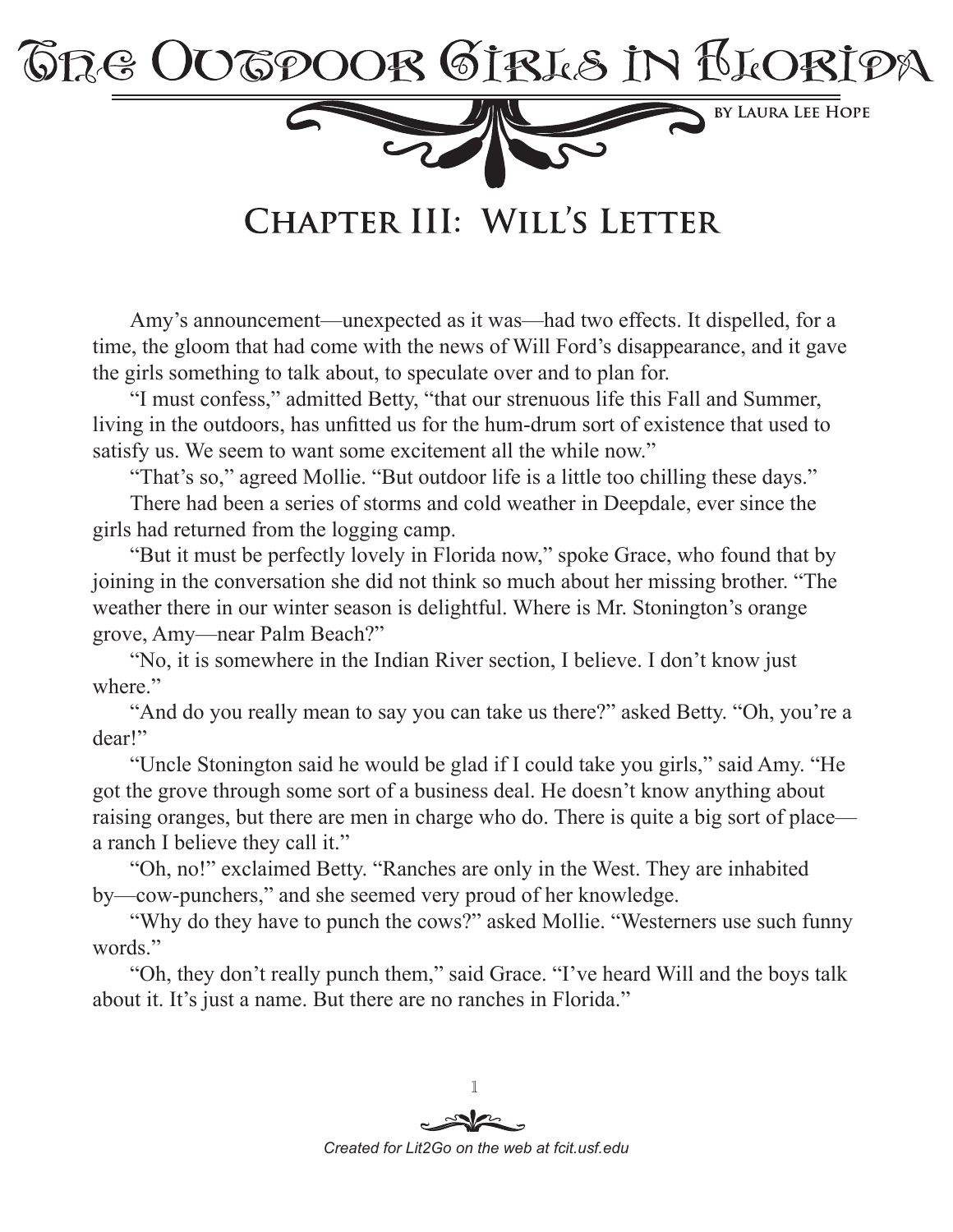# The Outdoor Girls in Florida

by Laura Lee Hope

## Chapter III: Will's Letter

Amy's announcement—unexpected as it was—had two effects. It dispelled, for a time, the gloom that had come with the news of Will Ford's disappearance, and it gave the girls something to talk about, to speculate over and to plan for.

"I must confess," admitted Betty, "that our strenuous life this Fall and Summer, living in the outdoors, has unfitted us for the hum-drum sort of existence that used to satisfy us. We seem to want some excitement all the while now."

"That's so," agreed Mollie. "But outdoor life is a little too chilling these days."

There had been a series of storms and cold weather in Deepdale, ever since the girls had returned from the logging camp.

"But it must be perfectly lovely in Florida now," spoke Grace, who found that by joining in the conversation she did not think so much about her missing brother. "The weather there in our winter season is delightful. Where is Mr. Stonington's orange grove, Amy—near Palm Beach?"

"No, it is somewhere in the Indian River section, I believe. I don't know just where."

"And do you really mean to say you can take us there?" asked Betty. "Oh, you're a dear!"

"Uncle Stonington said he would be glad if I could take you girls," said Amy. "He got the grove through some sort of a business deal. He doesn't know anything about raising oranges, but there are men in charge who do. There is quite a big sort of place—a ranch I believe they call it."

"Oh, no!" exclaimed Betty. "Ranches are only in the West. They are inhabited by—cow-punchers," and she seemed very proud of her knowledge.

"Why do they have to punch the cows?" asked Mollie. "Westerners use such funny words."

"Oh, they don't really punch them," said Grace. "I've heard Will and the boys talk about it. It's just a name. But there are no ranches in Florida."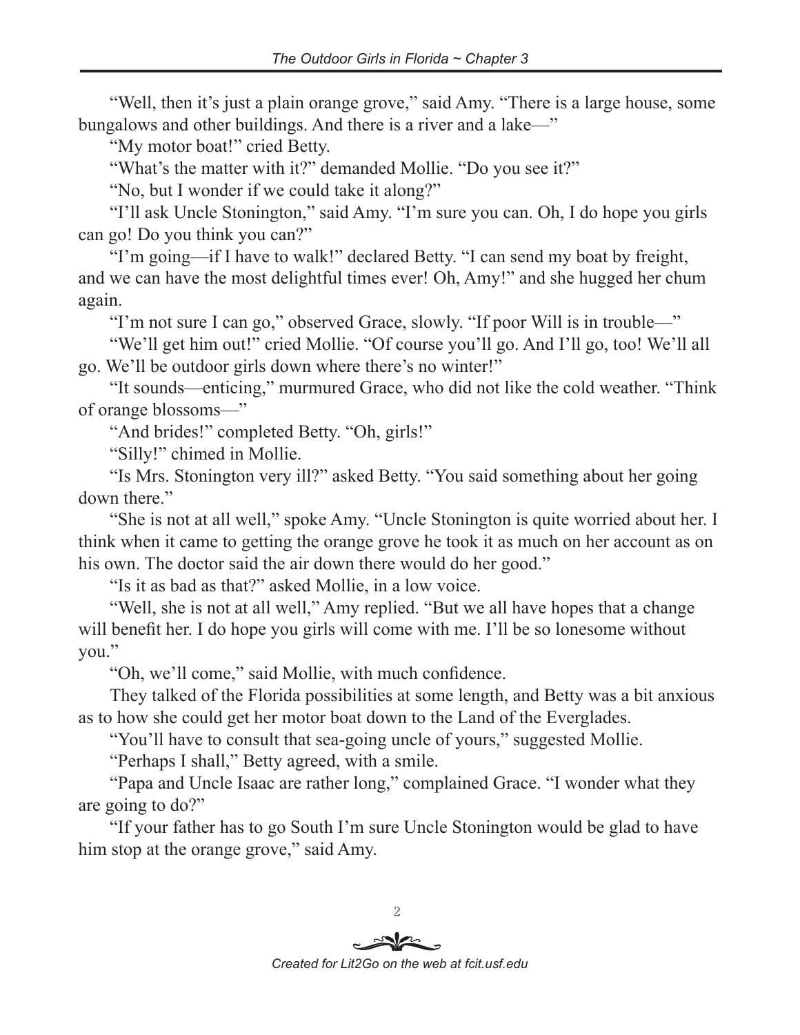"Well, then it's just a plain orange grove," said Amy. "There is a large house, some bungalows and other buildings. And there is a river and a lake—"

"My motor boat!" cried Betty.

"What's the matter with it?" demanded Mollie. "Do you see it?"

"No, but I wonder if we could take it along?"

"I'll ask Uncle Stonington," said Amy. "I'm sure you can. Oh, I do hope you girls can go! Do you think you can?"

"I'm going—if I have to walk!" declared Betty. "I can send my boat by freight, and we can have the most delightful times ever! Oh, Amy!" and she hugged her chum again.

"I'm not sure I can go," observed Grace, slowly. "If poor Will is in trouble—"

"We'll get him out!" cried Mollie. "Of course you'll go. And I'll go, too! We'll all go. We'll be outdoor girls down where there's no winter!"

"It sounds—enticing," murmured Grace, who did not like the cold weather. "Think of orange blossoms—"

"And brides!" completed Betty. "Oh, girls!"

"Silly!" chimed in Mollie.

"Is Mrs. Stonington very ill?" asked Betty. "You said something about her going down there."

"She is not at all well," spoke Amy. "Uncle Stonington is quite worried about her. I think when it came to getting the orange grove he took it as much on her account as on his own. The doctor said the air down there would do her good."

"Is it as bad as that?" asked Mollie, in a low voice.

"Well, she is not at all well," Amy replied. "But we all have hopes that a change will benefit her. I do hope you girls will come with me. I'll be so lonesome without you."

"Oh, we'll come," said Mollie, with much confidence.

They talked of the Florida possibilities at some length, and Betty was a bit anxious as to how she could get her motor boat down to the Land of the Everglades.

"You'll have to consult that sea-going uncle of yours," suggested Mollie.

"Perhaps I shall," Betty agreed, with a smile.

"Papa and Uncle Isaac are rather long," complained Grace. "I wonder what they are going to do?"

"If your father has to go South I'm sure Uncle Stonington would be glad to have him stop at the orange grove," said Amy.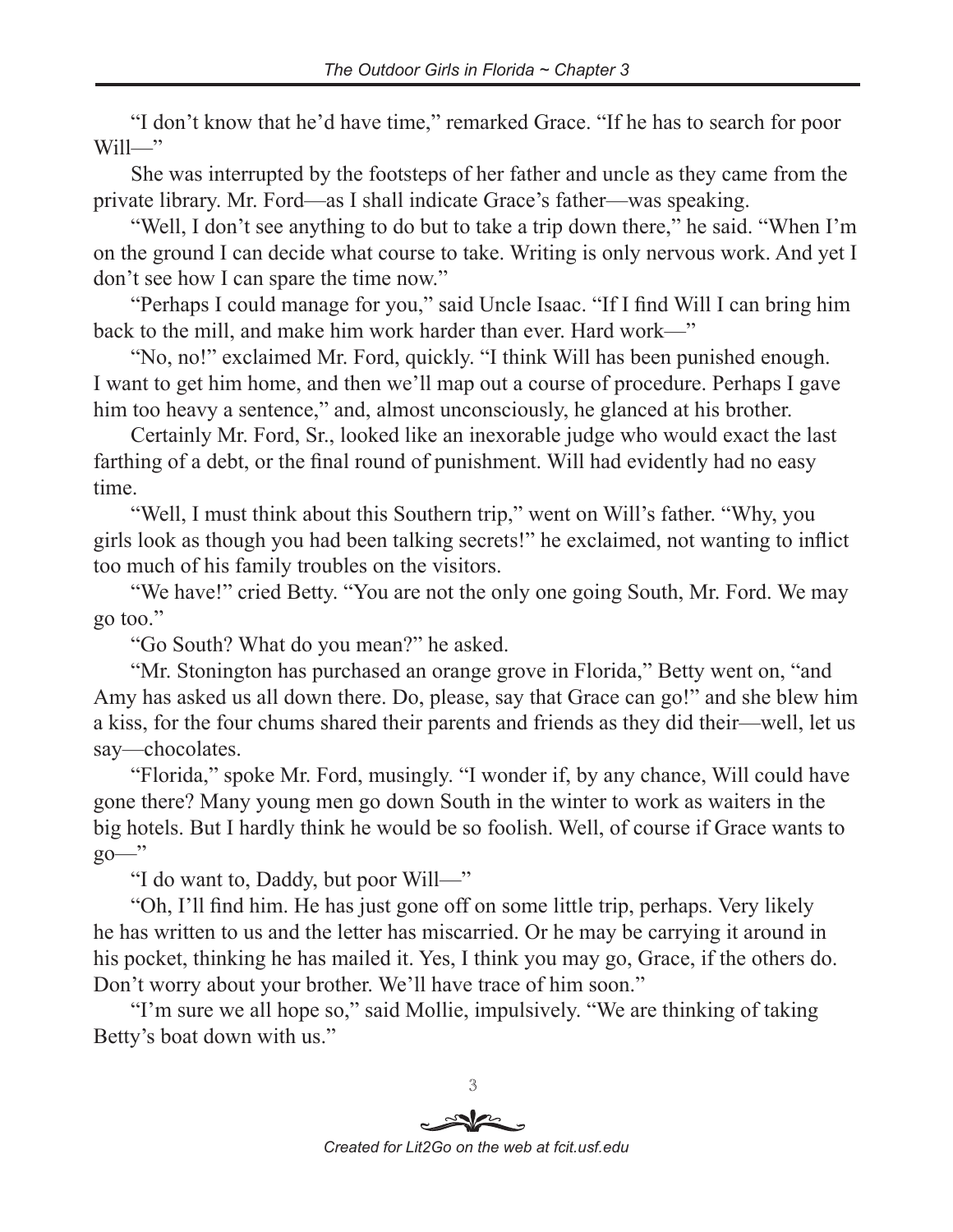"I don't know that he'd have time," remarked Grace. "If he has to search for poor Will—"

She was interrupted by the footsteps of her father and uncle as they came from the private library. Mr. Ford—as I shall indicate Grace's father—was speaking.

"Well, I don't see anything to do but to take a trip down there," he said. "When I'm on the ground I can decide what course to take. Writing is only nervous work. And yet I don't see how I can spare the time now."

"Perhaps I could manage for you," said Uncle Isaac. "If I find Will I can bring him back to the mill, and make him work harder than ever. Hard work—"

"No, no!" exclaimed Mr. Ford, quickly. "I think Will has been punished enough. I want to get him home, and then we'll map out a course of procedure. Perhaps I gave him too heavy a sentence," and, almost unconsciously, he glanced at his brother.

Certainly Mr. Ford, Sr., looked like an inexorable judge who would exact the last farthing of a debt, or the final round of punishment. Will had evidently had no easy time.

"Well, I must think about this Southern trip," went on Will's father. "Why, you girls look as though you had been talking secrets!" he exclaimed, not wanting to inflict too much of his family troubles on the visitors.

"We have!" cried Betty. "You are not the only one going South, Mr. Ford. We may go too."

"Go South? What do you mean?" he asked.

"Mr. Stonington has purchased an orange grove in Florida," Betty went on, "and Amy has asked us all down there. Do, please, say that Grace can go!" and she blew him a kiss, for the four chums shared their parents and friends as they did their—well, let us say—chocolates.

"Florida," spoke Mr. Ford, musingly. "I wonder if, by any chance, Will could have gone there? Many young men go down South in the winter to work as waiters in the big hotels. But I hardly think he would be so foolish. Well, of course if Grace wants to go—"

"I do want to, Daddy, but poor Will—"

"Oh, I'll find him. He has just gone off on some little trip, perhaps. Very likely he has written to us and the letter has miscarried. Or he may be carrying it around in his pocket, thinking he has mailed it. Yes, I think you may go, Grace, if the others do. Don't worry about your brother. We'll have trace of him soon."

"I'm sure we all hope so," said Mollie, impulsively. "We are thinking of taking Betty's boat down with us."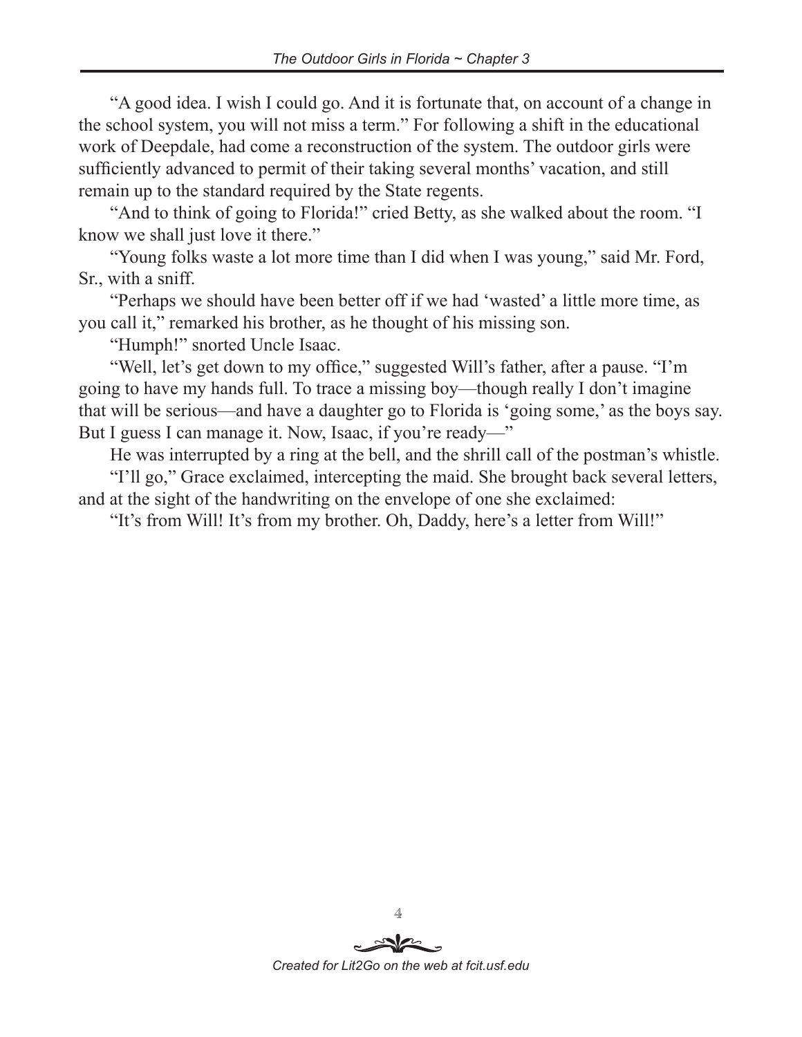"A good idea. I wish I could go. And it is fortunate that, on account of a change in the school system, you will not miss a term." For following a shift in the educational work of Deepdale, had come a reconstruction of the system. The outdoor girls were sufficiently advanced to permit of their taking several months' vacation, and still remain up to the standard required by the State regents.

"And to think of going to Florida!" cried Betty, as she walked about the room. "I know we shall just love it there."

"Young folks waste a lot more time than I did when I was young," said Mr. Ford, Sr., with a sniff.

"Perhaps we should have been better off if we had 'wasted' a little more time, as you call it," remarked his brother, as he thought of his missing son.

"Humph!" snorted Uncle Isaac.

"Well, let's get down to my office," suggested Will's father, after a pause. "I'm going to have my hands full. To trace a missing boy—though really I don't imagine that will be serious—and have a daughter go to Florida is 'going some,' as the boys say. But I guess I can manage it. Now, Isaac, if you're ready—"

He was interrupted by a ring at the bell, and the shrill call of the postman's whistle.

"I'll go," Grace exclaimed, intercepting the maid. She brought back several letters, and at the sight of the handwriting on the envelope of one she exclaimed:

"It's from Will! It's from my brother. Oh, Daddy, here's a letter from Will!"